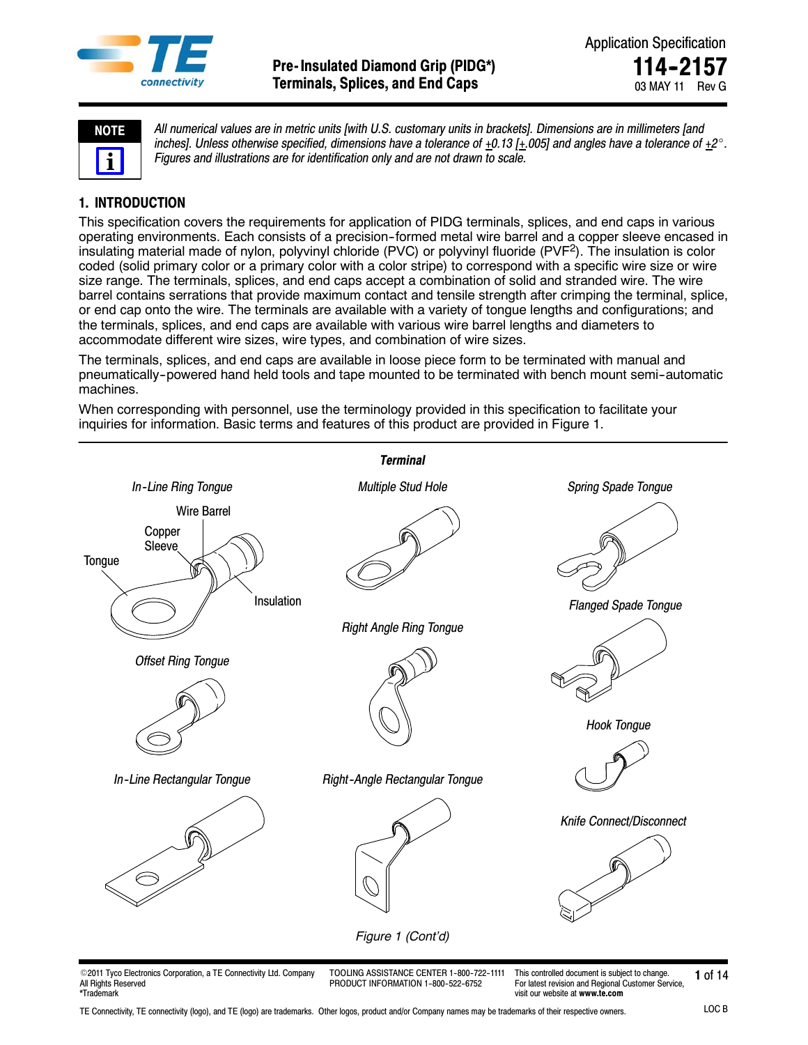Application Specification

**114-2157**

03 MAY 11 Rev G

**Pre-Insulated Diamond Grip (PIDG*) Terminals, Splices, and End Caps**

**NOTE**

*All numerical values are in metric units [with U.S. customary units in brackets]. Dimensions are in millimeters [and inches]. Unless otherwise specified, dimensions have a tolerance of ±0.13 [±.005] and angles have a tolerance of ±2°. Figures and illustrations are for identification only and are not drawn to scale.*

## 1. INTRODUCTION

This specification covers the requirements for application of PIDG terminals, splices, and end caps in various operating environments. Each consists of a precision-formed metal wire barrel and a copper sleeve encased in insulating material made of nylon, polyvinyl chloride (PVC) or polyvinyl fluoride (PVF[2]). The insulation is color coded (solid primary color or a primary color with a color stripe) to correspond with a specific wire size or wire size range. The terminals, splices, and end caps accept a combination of solid and stranded wire. The wire barrel contains serrations that provide maximum contact and tensile strength after crimping the terminal, splice, or end cap onto the wire. The terminals are available with a variety of tongue lengths and configurations; and the terminals, splices, and end caps are available with various wire barrel lengths and diameters to accommodate different wire sizes, wire types, and combination of wire sizes.

The terminals, splices, and end caps are available in loose piece form to be terminated with manual and pneumatically-powered hand held tools and tape mounted to be terminated with bench mount semi-automatic machines.

When corresponding with personnel, use the terminology provided in this specification to facilitate your inquiries for information. Basic terms and features of this product are provided in Figure 1.

***Terminal***

*In-Line Ring Tongue* — Wire Barrel, Copper Sleeve, Tongue, Insulation

*Multiple Stud Hole*

*Spring Spade Tongue*

*Flanged Spade Tongue*

*Right Angle Ring Tongue*

*Offset Ring Tongue*

*Hook Tongue*

*In-Line Rectangular Tongue*

*Right-Angle Rectangular Tongue*

*Knife Connect/Disconnect*

Figure 1 (Cont'd)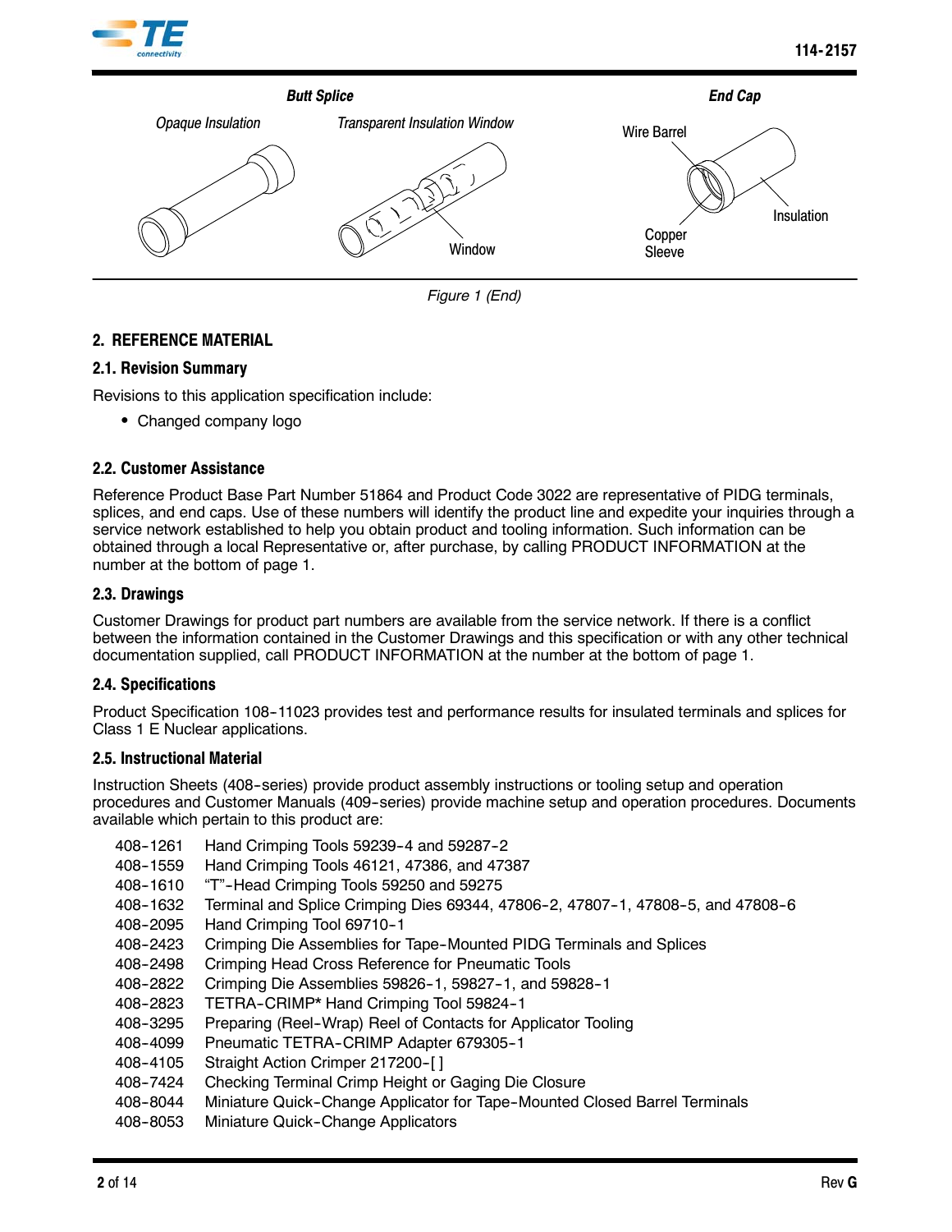Butt Splice

Opaque Insulation

Transparent Insulation Window

Window

End Cap

Wire Barrel

Insulation

Copper Sleeve

Figure 1 (End)

## 2. REFERENCE MATERIAL

### 2.1. Revision Summary

Revisions to this application specification include:

- Changed company logo

### 2.2. Customer Assistance

Reference Product Base Part Number 51864 and Product Code 3022 are representative of PIDG terminals, splices, and end caps. Use of these numbers will identify the product line and expedite your inquiries through a service network established to help you obtain product and tooling information. Such information can be obtained through a local Representative or, after purchase, by calling PRODUCT INFORMATION at the number at the bottom of page 1.

### 2.3. Drawings

Customer Drawings for product part numbers are available from the service network. If there is a conflict between the information contained in the Customer Drawings and this specification or with any other technical documentation supplied, call PRODUCT INFORMATION at the number at the bottom of page 1.

### 2.4. Specifications

Product Specification 108-11023 provides test and performance results for insulated terminals and splices for Class 1 E Nuclear applications.

### 2.5. Instructional Material

Instruction Sheets (408-series) provide product assembly instructions or tooling setup and operation procedures and Customer Manuals (409-series) provide machine setup and operation procedures. Documents available which pertain to this product are:

408-1261 Hand Crimping Tools 59239-4 and 59287-2
408-1559 Hand Crimping Tools 46121, 47386, and 47387
408-1610 "T"-Head Crimping Tools 59250 and 59275
408-1632 Terminal and Splice Crimping Dies 69344, 47806-2, 47807-1, 47808-5, and 47808-6
408-2095 Hand Crimping Tool 69710-1
408-2423 Crimping Die Assemblies for Tape-Mounted PIDG Terminals and Splices
408-2498 Crimping Head Cross Reference for Pneumatic Tools
408-2822 Crimping Die Assemblies 59826-1, 59827-1, and 59828-1
408-2823 TETRA-CRIMP* Hand Crimping Tool 59824-1
408-3295 Preparing (Reel-Wrap) Reel of Contacts for Applicator Tooling
408-4099 Pneumatic TETRA-CRIMP Adapter 679305-1
408-4105 Straight Action Crimper 217200-[ ]
408-7424 Checking Terminal Crimp Height or Gaging Die Closure
408-8044 Miniature Quick-Change Applicator for Tape-Mounted Closed Barrel Terminals
408-8053 Miniature Quick-Change Applicators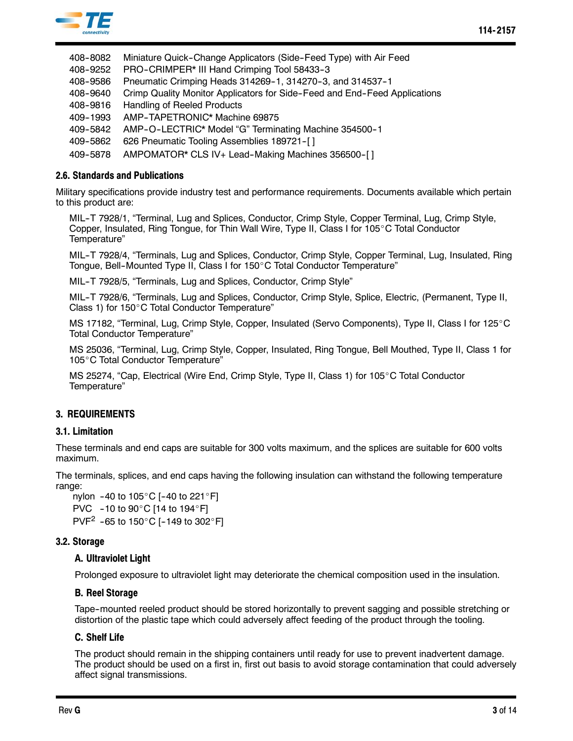408-8082 Miniature Quick-Change Applicators (Side-Feed Type) with Air Feed
408-9252 PRO-CRIMPER* III Hand Crimping Tool 58433-3
408-9586 Pneumatic Crimping Heads 314269-1, 314270-3, and 314537-1
408-9640 Crimp Quality Monitor Applicators for Side-Feed and End-Feed Applications
408-9816 Handling of Reeled Products
409-1993 AMP-TAPETRONIC* Machine 69875
409-5842 AMP-O-LECTRIC* Model "G" Terminating Machine 354500-1
409-5862 626 Pneumatic Tooling Assemblies 189721-[ ]
409-5878 AMPOMATOR* CLS IV+ Lead-Making Machines 356500-[ ]

### 2.6. Standards and Publications

Military specifications provide industry test and performance requirements. Documents available which pertain to this product are:

MIL-T 7928/1, "Terminal, Lug and Splices, Conductor, Crimp Style, Copper Terminal, Lug, Crimp Style, Copper, Insulated, Ring Tongue, for Thin Wall Wire, Type II, Class I for 105°C Total Conductor Temperature"

MIL-T 7928/4, "Terminals, Lug and Splices, Conductor, Crimp Style, Copper Terminal, Lug, Insulated, Ring Tongue, Bell-Mounted Type II, Class I for 150°C Total Conductor Temperature"

MIL-T 7928/5, "Terminals, Lug and Splices, Conductor, Crimp Style"

MIL-T 7928/6, "Terminals, Lug and Splices, Conductor, Crimp Style, Splice, Electric, (Permanent, Type II, Class 1) for 150°C Total Conductor Temperature"

MS 17182, "Terminal, Lug, Crimp Style, Copper, Insulated (Servo Components), Type II, Class I for 125°C Total Conductor Temperature"

MS 25036, "Terminal, Lug, Crimp Style, Copper, Insulated, Ring Tongue, Bell Mouthed, Type II, Class 1 for 105°C Total Conductor Temperature"

MS 25274, "Cap, Electrical (Wire End, Crimp Style, Type II, Class 1) for 105°C Total Conductor Temperature"

## 3. REQUIREMENTS

### 3.1. Limitation

These terminals and end caps are suitable for 300 volts maximum, and the splices are suitable for 600 volts maximum.

The terminals, splices, and end caps having the following insulation can withstand the following temperature range:

nylon -40 to 105°C [-40 to 221°F]
PVC -10 to 90°C [14 to 194°F]
PVF[2] -65 to 150°C [-149 to 302°F]

### 3.2. Storage

#### A. Ultraviolet Light

Prolonged exposure to ultraviolet light may deteriorate the chemical composition used in the insulation.

#### B. Reel Storage

Tape-mounted reeled product should be stored horizontally to prevent sagging and possible stretching or distortion of the plastic tape which could adversely affect feeding of the product through the tooling.

#### C. Shelf Life

The product should remain in the shipping containers until ready for use to prevent inadvertent damage. The product should be used on a first in, first out basis to avoid storage contamination that could adversely affect signal transmissions.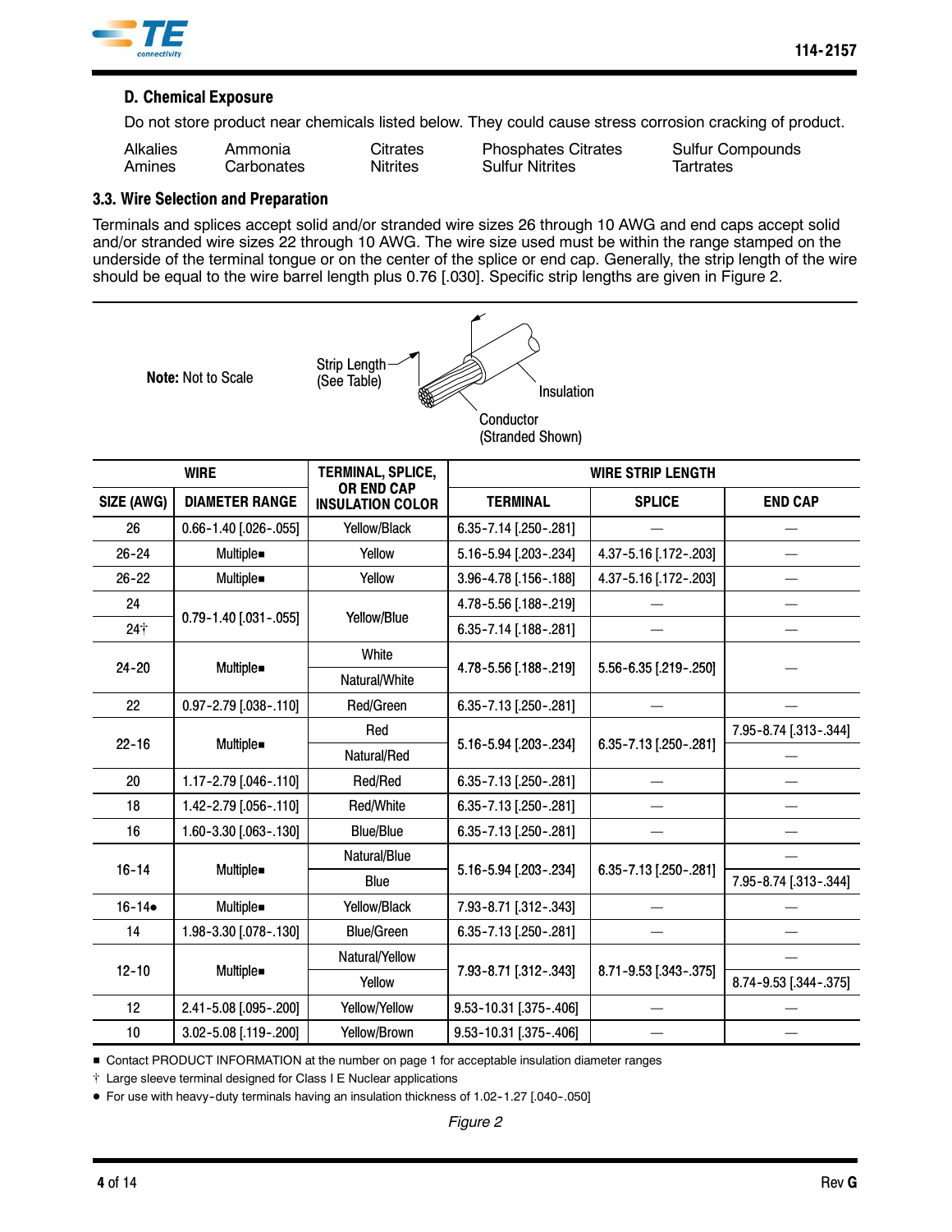### D. Chemical Exposure

Do not store product near chemicals listed below. They could cause stress corrosion cracking of product.

| | | | | |
|---|---|---|---|---|
| Alkalies | Ammonia | Citrates | Phosphates Citrates | Sulfur Compounds |
| Amines | Carbonates | Nitrites | Sulfur Nitrites | Tartrates |

## 3.3. Wire Selection and Preparation

Terminals and splices accept solid and/or stranded wire sizes 26 through 10 AWG and end caps accept solid and/or stranded wire sizes 22 through 10 AWG. The wire size used must be within the range stamped on the underside of the terminal tongue or on the center of the splice or end cap. Generally, the strip length of the wire should be equal to the wire barrel length plus 0.76 [.030]. Specific strip lengths are given in Figure 2.

**Note:** Not to Scale

Strip Length (See Table)

Insulation

Conductor (Stranded Shown)

| WIRE | | TERMINAL, SPLICE, OR END CAP INSULATION COLOR | WIRE STRIP LENGTH | | |
|---|---|---|---|---|---|
| SIZE (AWG) | DIAMETER RANGE | | TERMINAL | SPLICE | END CAP |
| 26 | 0.66-1.40 [.026-.055] | Yellow/Black | 6.35-7.14 [.250-.281] | — | — |
| 26-24 | Multiple■ | Yellow | 5.16-5.94 [.203-.234] | 4.37-5.16 [.172-.203] | — |
| 26-22 | Multiple■ | Yellow | 3.96-4.78 [.156-.188] | 4.37-5.16 [.172-.203] | — |
| 24 | 0.79-1.40 [.031-.055] | Yellow/Blue | 4.78-5.56 [.188-.219] | — | — |
| 24† | | | 6.35-7.14 [.188-.281] | — | — |
| 24-20 | Multiple■ | White | 4.78-5.56 [.188-.219] | 5.56-6.35 [.219-.250] | — |
| | | Natural/White | | | |
| 22 | 0.97-2.79 [.038-.110] | Red/Green | 6.35-7.13 [.250-.281] | — | — |
| 22-16 | Multiple■ | Red | 5.16-5.94 [.203-.234] | 6.35-7.13 [.250-.281] | 7.95-8.74 [.313-.344] |
| | | Natural/Red | | | — |
| 20 | 1.17-2.79 [.046-.110] | Red/Red | 6.35-7.13 [.250-.281] | — | — |
| 18 | 1.42-2.79 [.056-.110] | Red/White | 6.35-7.13 [.250-.281] | — | — |
| 16 | 1.60-3.30 [.063-.130] | Blue/Blue | 6.35-7.13 [.250-.281] | — | — |
| 16-14 | Multiple■ | Natural/Blue | 5.16-5.94 [.203-.234] | 6.35-7.13 [.250-.281] | — |
| | | Blue | | | 7.95-8.74 [.313-.344] |
| 16-14● | Multiple■ | Yellow/Black | 7.93-8.71 [.312-.343] | — | — |
| 14 | 1.98-3.30 [.078-.130] | Blue/Green | 6.35-7.13 [.250-.281] | — | — |
| 12-10 | Multiple■ | Natural/Yellow | 7.93-8.71 [.312-.343] | 8.71-9.53 [.343-.375] | — |
| | | Yellow | | | 8.74-9.53 [.344-.375] |
| 12 | 2.41-5.08 [.095-.200] | Yellow/Yellow | 9.53-10.31 [.375-.406] | — | — |
| 10 | 3.02-5.08 [.119-.200] | Yellow/Brown | 9.53-10.31 [.375-.406] | — | — |

■ Contact PRODUCT INFORMATION at the number on page 1 for acceptable insulation diameter ranges

† Large sleeve terminal designed for Class I E Nuclear applications

● For use with heavy-duty terminals having an insulation thickness of 1.02-1.27 [.040-.050]

*Figure 2*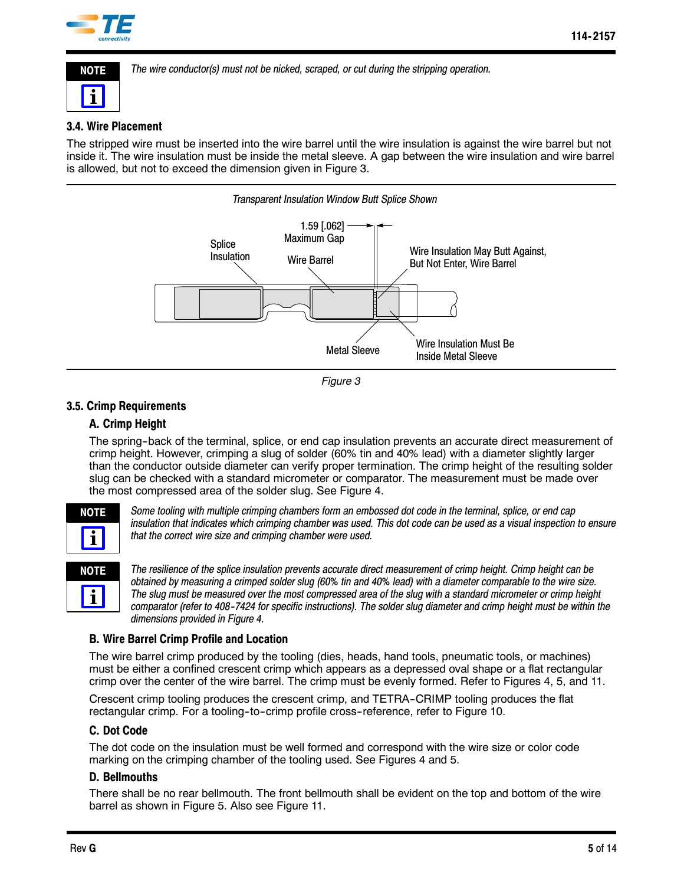> **NOTE**
> *The wire conductor(s) must not be nicked, scraped, or cut during the stripping operation.*

### 3.4. Wire Placement

The stripped wire must be inserted into the wire barrel until the wire insulation is against the wire barrel but not inside it. The wire insulation must be inside the metal sleeve. A gap between the wire insulation and wire barrel is allowed, but not to exceed the dimension given in Figure 3.

*Transparent Insulation Window Butt Splice Shown*

Splice Insulation

1.59 [.062] Maximum Gap

Wire Barrel

Wire Insulation May Butt Against, But Not Enter, Wire Barrel

Metal Sleeve

Wire Insulation Must Be Inside Metal Sleeve

*Figure 3*

### 3.5. Crimp Requirements

#### A. Crimp Height

The spring-back of the terminal, splice, or end cap insulation prevents an accurate direct measurement of crimp height. However, crimping a slug of solder (60% tin and 40% lead) with a diameter slightly larger than the conductor outside diameter can verify proper termination. The crimp height of the resulting solder slug can be checked with a standard micrometer or comparator. The measurement must be made over the most compressed area of the solder slug. See Figure 4.

> **NOTE**
> *Some tooling with multiple crimping chambers form an embossed dot code in the terminal, splice, or end cap insulation that indicates which crimping chamber was used. This dot code can be used as a visual inspection to ensure that the correct wire size and crimping chamber were used.*

> **NOTE**
> *The resilience of the splice insulation prevents accurate direct measurement of crimp height. Crimp height can be obtained by measuring a crimped solder slug (60% tin and 40% lead) with a diameter comparable to the wire size. The slug must be measured over the most compressed area of the slug with a standard micrometer or crimp height comparator (refer to 408-7424 for specific instructions). The solder slug diameter and crimp height must be within the dimensions provided in Figure 4.*

#### B. Wire Barrel Crimp Profile and Location

The wire barrel crimp produced by the tooling (dies, heads, hand tools, pneumatic tools, or machines) must be either a confined crescent crimp which appears as a depressed oval shape or a flat rectangular crimp over the center of the wire barrel. The crimp must be evenly formed. Refer to Figures 4, 5, and 11.

Crescent crimp tooling produces the crescent crimp, and TETRA-CRIMP tooling produces the flat rectangular crimp. For a tooling-to-crimp profile cross-reference, refer to Figure 10.

#### C. Dot Code

The dot code on the insulation must be well formed and correspond with the wire size or color code marking on the crimping chamber of the tooling used. See Figures 4 and 5.

#### D. Bellmouths

There shall be no rear bellmouth. The front bellmouth shall be evident on the top and bottom of the wire barrel as shown in Figure 5. Also see Figure 11.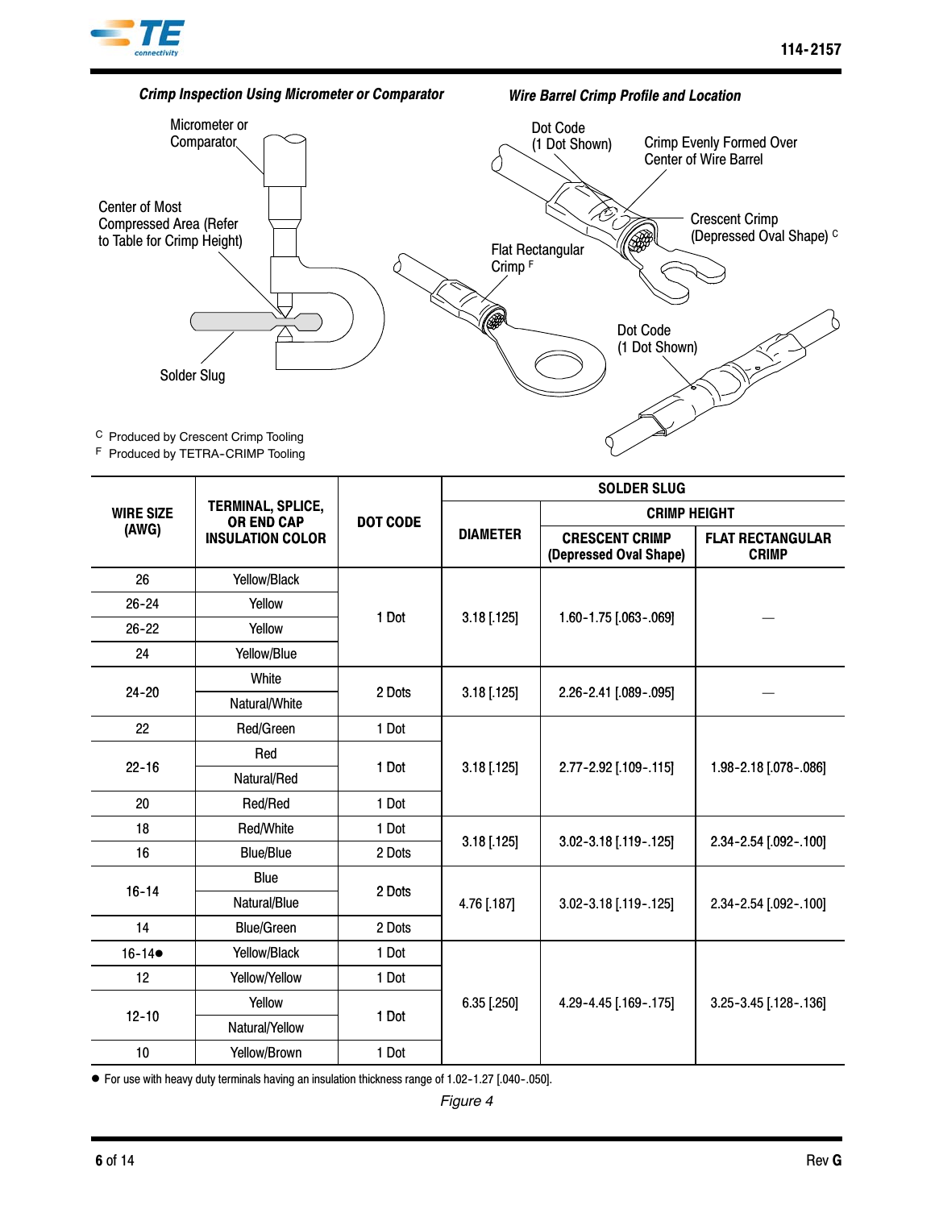*Crimp Inspection Using Micrometer or Comparator*

Micrometer or Comparator

Center of Most Compressed Area (Refer to Table for Crimp Height)

Solder Slug

*Wire Barrel Crimp Profile and Location*

Dot Code (1 Dot Shown)

Crimp Evenly Formed Over Center of Wire Barrel

Crescent Crimp (Depressed Oval Shape) [C]

Flat Rectangular Crimp [F]

Dot Code (1 Dot Shown)

[C] Produced by Crescent Crimp Tooling
[F] Produced by TETRA-CRIMP Tooling

| WIRE SIZE (AWG) | TERMINAL, SPLICE, OR END CAP INSULATION COLOR | DOT CODE | SOLDER SLUG | | |
|---|---|---|---|---|---|
| | | | DIAMETER | CRIMP HEIGHT | |
| | | | | CRESCENT CRIMP (Depressed Oval Shape) | FLAT RECTANGULAR CRIMP |
| 26 | Yellow/Black | 1 Dot | 3.18 [.125] | 1.60-1.75 [.063-.069] | — |
| 26-24 | Yellow | | | | |
| 26-22 | Yellow | | | | |
| 24 | Yellow/Blue | | | | |
| 24-20 | White | 2 Dots | 3.18 [.125] | 2.26-2.41 [.089-.095] | — |
| | Natural/White | | | | |
| 22 | Red/Green | 1 Dot | 3.18 [.125] | 2.77-2.92 [.109-.115] | 1.98-2.18 [.078-.086] |
| 22-16 | Red | 1 Dot | | | |
| | Natural/Red | | | | |
| 20 | Red/Red | 1 Dot | | | |
| 18 | Red/White | 1 Dot | 3.18 [.125] | 3.02-3.18 [.119-.125] | 2.34-2.54 [.092-.100] |
| 16 | Blue/Blue | 2 Dots | | | |
| 16-14 | Blue | 2 Dots | 4.76 [.187] | 3.02-3.18 [.119-.125] | 2.34-2.54 [.092-.100] |
| | Natural/Blue | | | | |
| 14 | Blue/Green | 2 Dots | | | |
| 16-14● | Yellow/Black | 1 Dot | 6.35 [.250] | 4.29-4.45 [.169-.175] | 3.25-3.45 [.128-.136] |
| 12 | Yellow/Yellow | 1 Dot | | | |
| 12-10 | Yellow | 1 Dot | | | |
| | Natural/Yellow | | | | |
| 10 | Yellow/Brown | 1 Dot | | | |

● For use with heavy duty terminals having an insulation thickness range of 1.02-1.27 [.040-.050].

*Figure 4*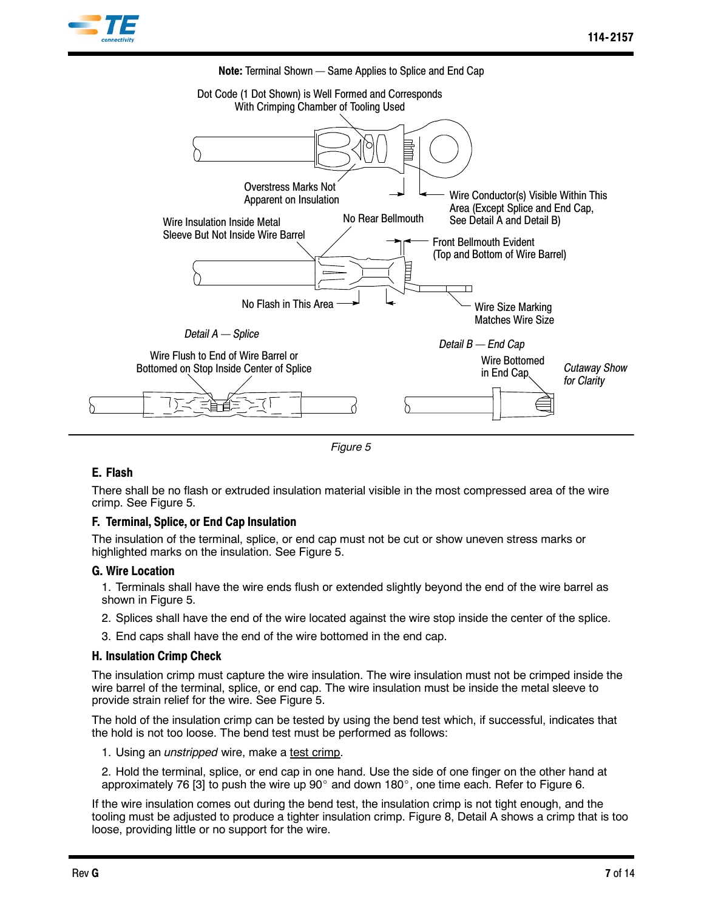**Note:** Terminal Shown — Same Applies to Splice and End Cap

Dot Code (1 Dot Shown) is Well Formed and Corresponds With Crimping Chamber of Tooling Used

Overstress Marks Not Apparent on Insulation

Wire Conductor(s) Visible Within This Area (Except Splice and End Cap, See Detail A and Detail B)

Wire Insulation Inside Metal Sleeve But Not Inside Wire Barrel

No Rear Bellmouth

Front Bellmouth Evident (Top and Bottom of Wire Barrel)

No Flash in This Area

Wire Size Marking Matches Wire Size

*Detail A — Splice*

Wire Flush to End of Wire Barrel or Bottomed on Stop Inside Center of Splice

*Detail B — End Cap*

Wire Bottomed in End Cap

*Cutaway Show for Clarity*

*Figure 5*

### E. Flash

There shall be no flash or extruded insulation material visible in the most compressed area of the wire crimp. See Figure 5.

### F. Terminal, Splice, or End Cap Insulation

The insulation of the terminal, splice, or end cap must not be cut or show uneven stress marks or highlighted marks on the insulation. See Figure 5.

### G. Wire Location

1. Terminals shall have the wire ends flush or extended slightly beyond the end of the wire barrel as shown in Figure 5.
2. Splices shall have the end of the wire located against the wire stop inside the center of the splice.
3. End caps shall have the end of the wire bottomed in the end cap.

### H. Insulation Crimp Check

The insulation crimp must capture the wire insulation. The wire insulation must not be crimped inside the wire barrel of the terminal, splice, or end cap. The wire insulation must be inside the metal sleeve to provide strain relief for the wire. See Figure 5.

The hold of the insulation crimp can be tested by using the bend test which, if successful, indicates that the hold is not too loose. The bend test must be performed as follows:

1. Using an *unstripped* wire, make a <u>test crimp</u>.
2. Hold the terminal, splice, or end cap in one hand. Use the side of one finger on the other hand at approximately 76 [3] to push the wire up 90° and down 180°, one time each. Refer to Figure 6.

If the wire insulation comes out during the bend test, the insulation crimp is not tight enough, and the tooling must be adjusted to produce a tighter insulation crimp. Figure 8, Detail A shows a crimp that is too loose, providing little or no support for the wire.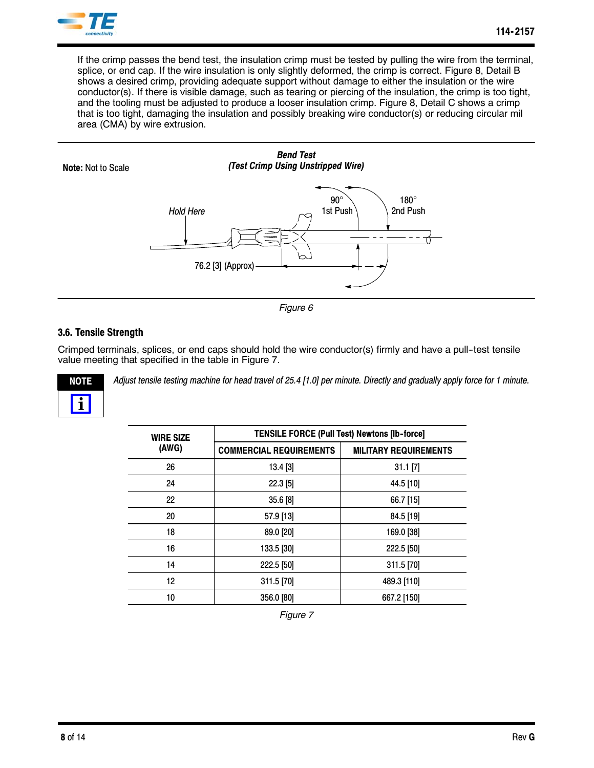If the crimp passes the bend test, the insulation crimp must be tested by pulling the wire from the terminal, splice, or end cap. If the wire insulation is only slightly deformed, the crimp is correct. Figure 8, Detail B shows a desired crimp, providing adequate support without damage to either the insulation or the wire conductor(s). If there is visible damage, such as tearing or piercing of the insulation, the crimp is too tight, and the tooling must be adjusted to produce a looser insulation crimp. Figure 8, Detail C shows a crimp that is too tight, damaging the insulation and possibly breaking wire conductor(s) or reducing circular mil area (CMA) by wire extrusion.

**Note:** Not to Scale

***Bend Test***
***(Test Crimp Using Unstripped Wire)***

*Hold Here*

90° 1st Push

180° 2nd Push

76.2 [3] (Approx)

*Figure 6*

### 3.6. Tensile Strength

Crimped terminals, splices, or end caps should hold the wire conductor(s) firmly and have a pull-test tensile value meeting that specified in the table in Figure 7.

**NOTE**

*Adjust tensile testing machine for head travel of 25.4 [1.0] per minute. Directly and gradually apply force for 1 minute.*

| WIRE SIZE (AWG) | TENSILE FORCE (Pull Test) Newtons [lb-force] | |
|---|---|---|
| | COMMERCIAL REQUIREMENTS | MILITARY REQUIREMENTS |
| 26 | 13.4 [3] | 31.1 [7] |
| 24 | 22.3 [5] | 44.5 [10] |
| 22 | 35.6 [8] | 66.7 [15] |
| 20 | 57.9 [13] | 84.5 [19] |
| 18 | 89.0 [20] | 169.0 [38] |
| 16 | 133.5 [30] | 222.5 [50] |
| 14 | 222.5 [50] | 311.5 [70] |
| 12 | 311.5 [70] | 489.3 [110] |
| 10 | 356.0 [80] | 667.2 [150] |

*Figure 7*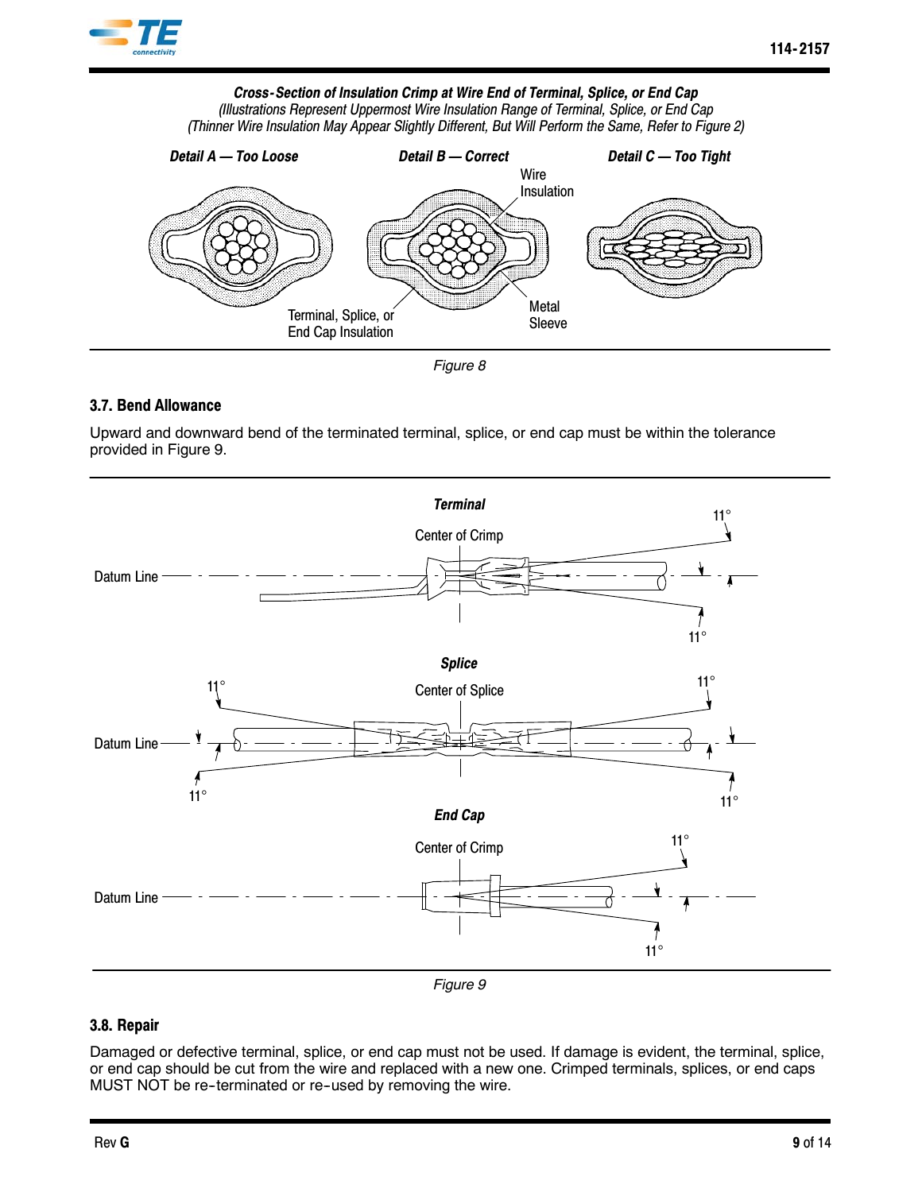*Cross-Section of Insulation Crimp at Wire End of Terminal, Splice, or End Cap*
*(Illustrations Represent Uppermost Wire Insulation Range of Terminal, Splice, or End Cap*
*(Thinner Wire Insulation May Appear Slightly Different, But Will Perform the Same, Refer to Figure 2)*

**Detail A — Too Loose** **Detail B — Correct** **Detail C — Too Tight**

Wire Insulation

Terminal, Splice, or End Cap Insulation

Metal Sleeve

*Figure 8*

### 3.7. Bend Allowance

Upward and downward bend of the terminated terminal, splice, or end cap must be within the tolerance provided in Figure 9.

***Terminal***

Center of Crimp

Datum Line

11°

11°

***Splice***

Center of Splice

Datum Line

11°

11°

11°

11°

***End Cap***

Center of Crimp

Datum Line

11°

11°

*Figure 9*

### 3.8. Repair

Damaged or defective terminal, splice, or end cap must not be used. If damage is evident, the terminal, splice, or end cap should be cut from the wire and replaced with a new one. Crimped terminals, splices, or end caps MUST NOT be re-terminated or re-used by removing the wire.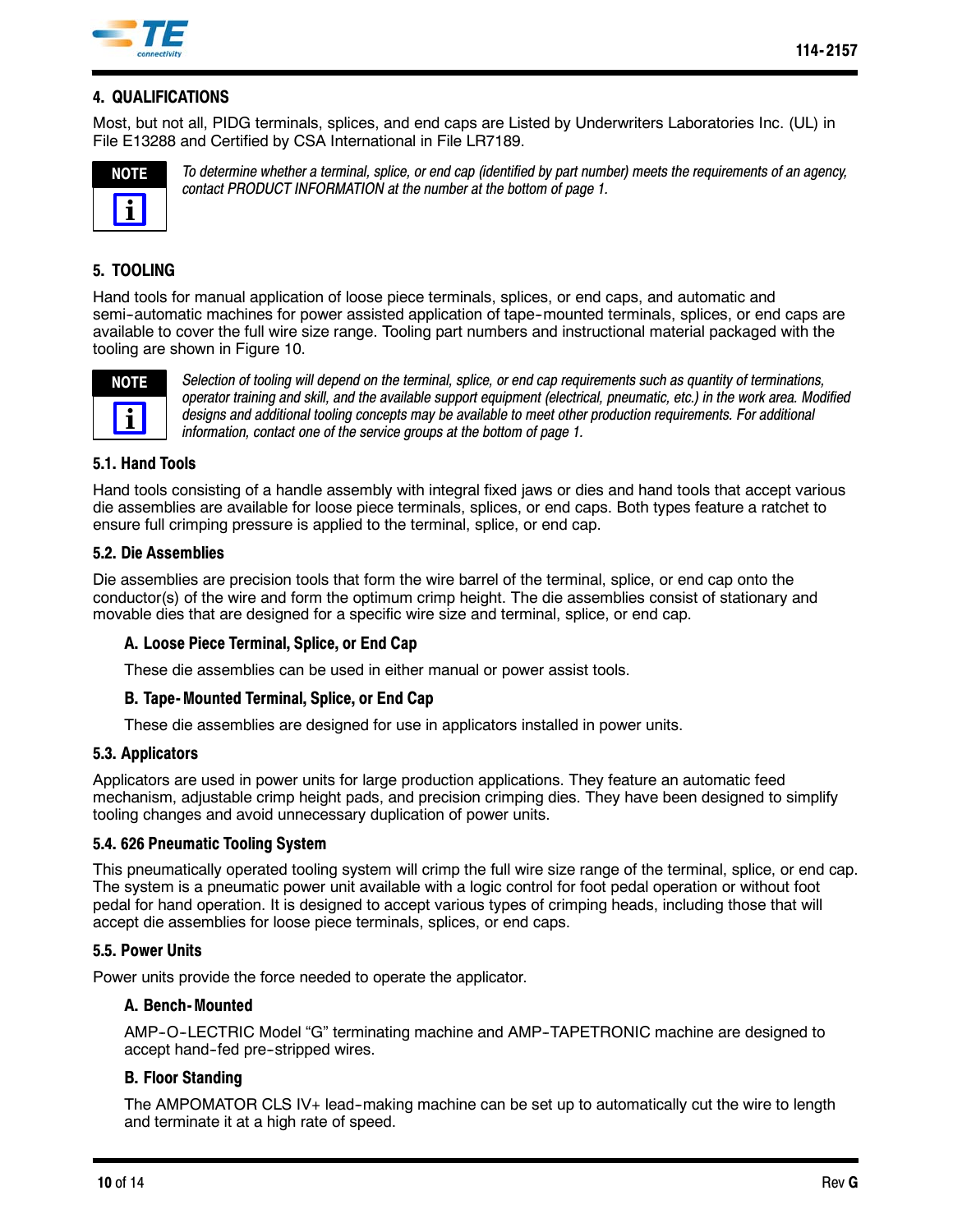## 4. QUALIFICATIONS

Most, but not all, PIDG terminals, splices, and end caps are Listed by Underwriters Laboratories Inc. (UL) in File E13288 and Certified by CSA International in File LR7189.

**NOTE**

*To determine whether a terminal, splice, or end cap (identified by part number) meets the requirements of an agency, contact PRODUCT INFORMATION at the number at the bottom of page 1.*

## 5. TOOLING

Hand tools for manual application of loose piece terminals, splices, or end caps, and automatic and semi-automatic machines for power assisted application of tape-mounted terminals, splices, or end caps are available to cover the full wire size range. Tooling part numbers and instructional material packaged with the tooling are shown in Figure 10.

**NOTE**

*Selection of tooling will depend on the terminal, splice, or end cap requirements such as quantity of terminations, operator training and skill, and the available support equipment (electrical, pneumatic, etc.) in the work area. Modified designs and additional tooling concepts may be available to meet other production requirements. For additional information, contact one of the service groups at the bottom of page 1.*

### 5.1. Hand Tools

Hand tools consisting of a handle assembly with integral fixed jaws or dies and hand tools that accept various die assemblies are available for loose piece terminals, splices, or end caps. Both types feature a ratchet to ensure full crimping pressure is applied to the terminal, splice, or end cap.

### 5.2. Die Assemblies

Die assemblies are precision tools that form the wire barrel of the terminal, splice, or end cap onto the conductor(s) of the wire and form the optimum crimp height. The die assemblies consist of stationary and movable dies that are designed for a specific wire size and terminal, splice, or end cap.

#### A. Loose Piece Terminal, Splice, or End Cap

These die assemblies can be used in either manual or power assist tools.

#### B. Tape-Mounted Terminal, Splice, or End Cap

These die assemblies are designed for use in applicators installed in power units.

### 5.3. Applicators

Applicators are used in power units for large production applications. They feature an automatic feed mechanism, adjustable crimp height pads, and precision crimping dies. They have been designed to simplify tooling changes and avoid unnecessary duplication of power units.

### 5.4. 626 Pneumatic Tooling System

This pneumatically operated tooling system will crimp the full wire size range of the terminal, splice, or end cap. The system is a pneumatic power unit available with a logic control for foot pedal operation or without foot pedal for hand operation. It is designed to accept various types of crimping heads, including those that will accept die assemblies for loose piece terminals, splices, or end caps.

### 5.5. Power Units

Power units provide the force needed to operate the applicator.

#### A. Bench-Mounted

AMP-O-LECTRIC Model “G” terminating machine and AMP-TAPETRONIC machine are designed to accept hand-fed pre-stripped wires.

#### B. Floor Standing

The AMPOMATOR CLS IV+ lead-making machine can be set up to automatically cut the wire to length and terminate it at a high rate of speed.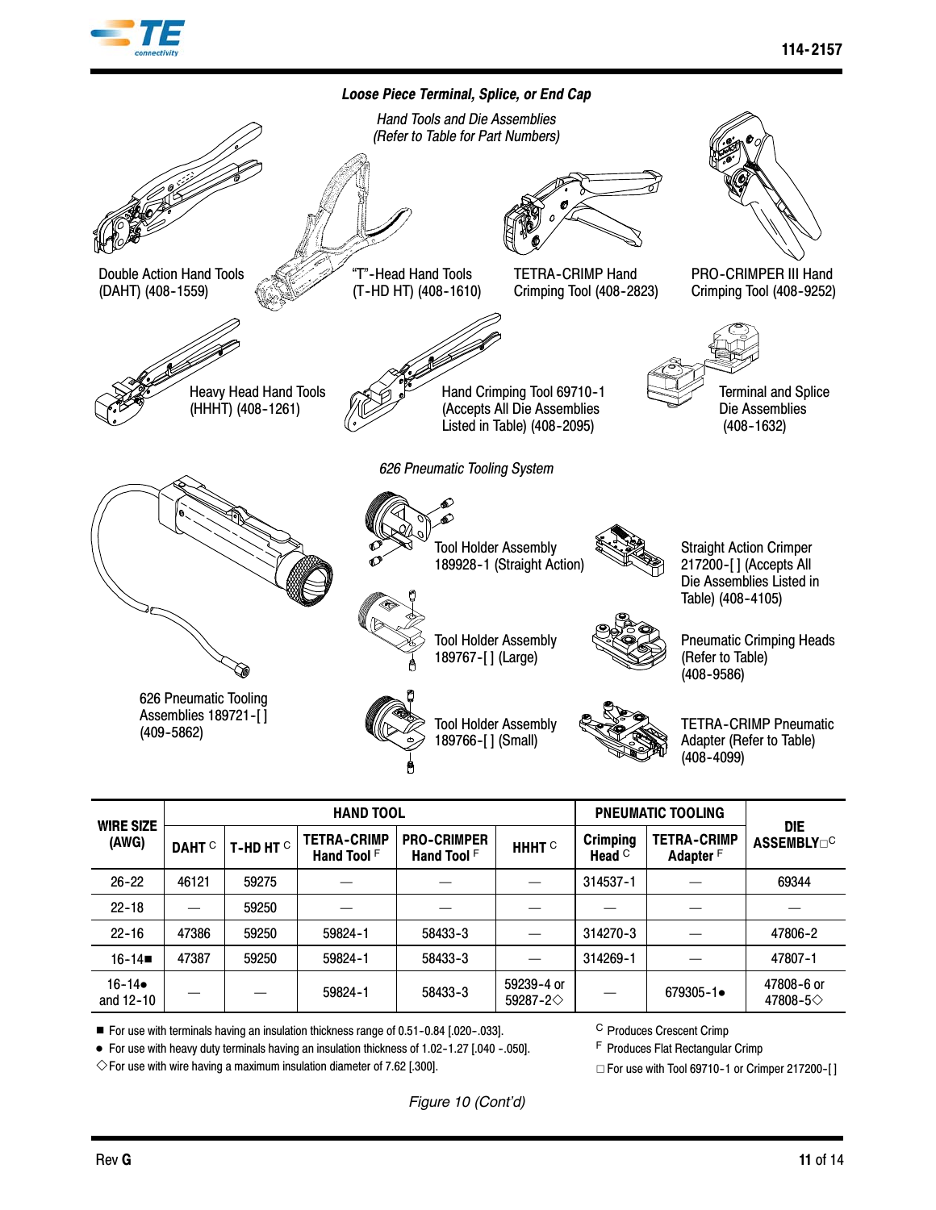*Loose Piece Terminal, Splice, or End Cap*

*Hand Tools and Die Assemblies (Refer to Table for Part Numbers)*

Double Action Hand Tools (DAHT) (408-1559)

“T”-Head Hand Tools (T-HD HT) (408-1610)

TETRA-CRIMP Hand Crimping Tool (408-2823)

PRO-CRIMPER III Hand Crimping Tool (408-9252)

Heavy Head Hand Tools (HHHT) (408-1261)

Hand Crimping Tool 69710-1 (Accepts All Die Assemblies Listed in Table) (408-2095)

Terminal and Splice Die Assemblies (408-1632)

*626 Pneumatic Tooling System*

626 Pneumatic Tooling Assemblies 189721-[ ] (409-5862)

Tool Holder Assembly 189928-1 (Straight Action)

Straight Action Crimper 217200-[ ] (Accepts All Die Assemblies Listed in Table) (408-4105)

Tool Holder Assembly 189767-[ ] (Large)

Pneumatic Crimping Heads (Refer to Table) (408-9586)

Tool Holder Assembly 189766-[ ] (Small)

TETRA-CRIMP Pneumatic Adapter (Refer to Table) (408-4099)

| WIRE SIZE (AWG) | HAND TOOL | | | | | PNEUMATIC TOOLING | | DIE ASSEMBLY □ C |
|---|---|---|---|---|---|---|---|---|
| | DAHT C | T-HD HT C | TETRA-CRIMP Hand Tool F | PRO-CRIMPER Hand Tool F | HHHT C | Crimping Head C | TETRA-CRIMP Adapter F | |
| 26-22 | 46121 | 59275 | — | — | — | 314537-1 | — | 69344 |
| 22-18 | — | 59250 | — | — | — | — | — | — |
| 22-16 | 47386 | 59250 | 59824-1 | 58433-3 | — | 314270-3 | — | 47806-2 |
| 16-14■ | 47387 | 59250 | 59824-1 | 58433-3 | — | 314269-1 | — | 47807-1 |
| 16-14● and 12-10 | — | — | 59824-1 | 58433-3 | 59239-4 or 59287-2◇ | — | 679305-1● | 47808-6 or 47808-5◇ |

■ For use with terminals having an insulation thickness range of 0.51-0.84 [.020-.033].

● For use with heavy duty terminals having an insulation thickness of 1.02-1.27 [.040 -.050].

◇ For use with wire having a maximum insulation diameter of 7.62 [.300].

C Produces Crescent Crimp

F Produces Flat Rectangular Crimp

□ For use with Tool 69710-1 or Crimper 217200-[ ]

*Figure 10 (Cont'd)*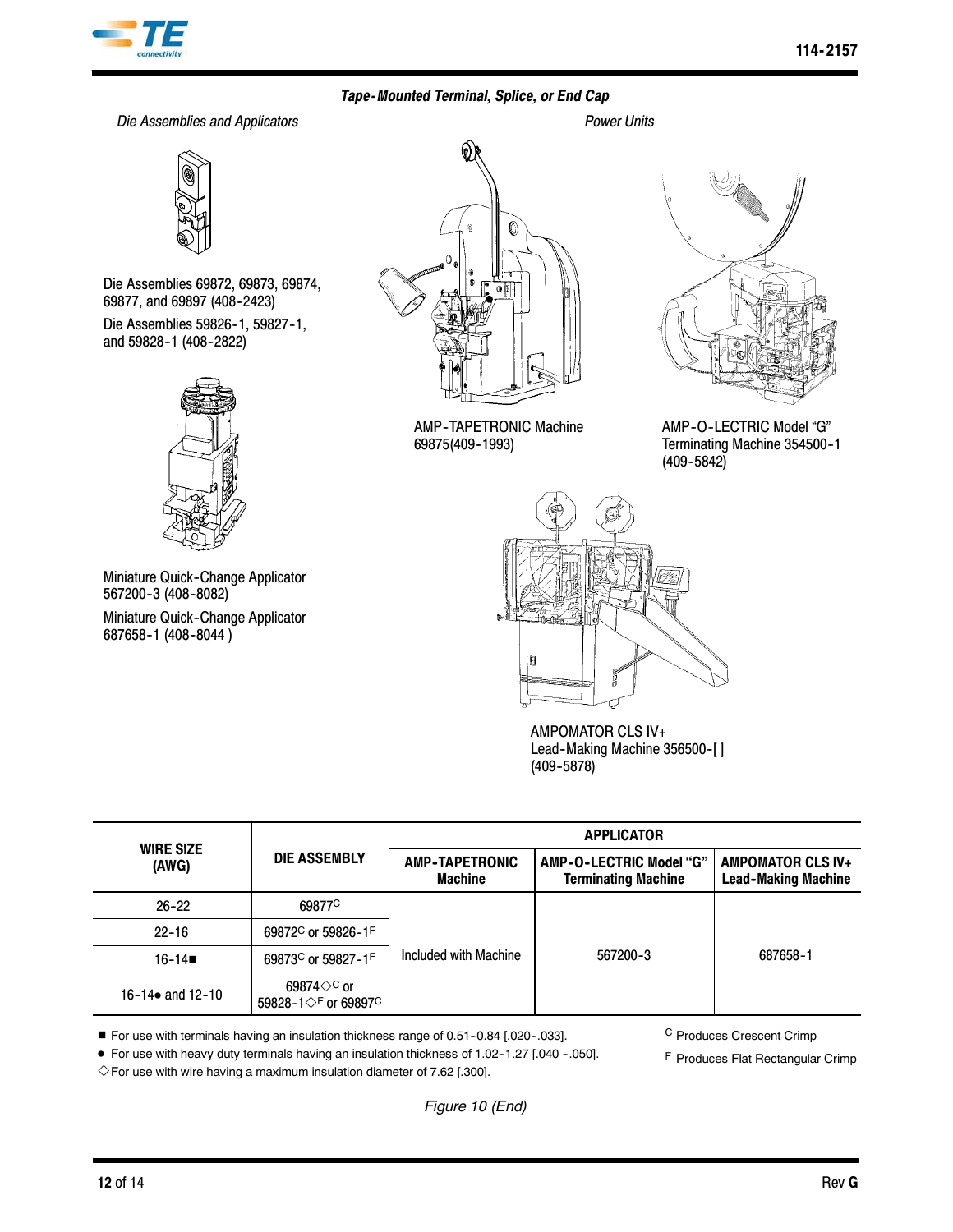### *Tape-Mounted Terminal, Splice, or End Cap*

*Die Assemblies and Applicators*

Die Assemblies 69872, 69873, 69874, 69877, and 69897 (408-2423)

Die Assemblies 59826-1, 59827-1, and 59828-1 (408-2822)

Miniature Quick-Change Applicator 567200-3 (408-8082)

Miniature Quick-Change Applicator 687658-1 (408-8044 )

*Power Units*

AMP-TAPETRONIC Machine 69875(409-1993)

AMP-O-LECTRIC Model "G" Terminating Machine 354500-1 (409-5842)

AMPOMATOR CLS IV+ Lead-Making Machine 356500-[ ] (409-5878)

| WIRE SIZE (AWG) | DIE ASSEMBLY | APPLICATOR | | |
|---|---|---|---|---|
| | | AMP-TAPETRONIC Machine | AMP-O-LECTRIC Model "G" Terminating Machine | AMPOMATOR CLS IV+ Lead-Making Machine |
| 26-22 | 69877[C] | Included with Machine | 567200-3 | 687658-1 |
| 22-16 | 69872[C] or 59826-1[F] | | | |
| 16-14■ | 69873[C] or 59827-1[F] | | | |
| 16-14● and 12-10 | 69874◇[C] or 59828-1◇[F] or 69897[C] | | | |

■ For use with terminals having an insulation thickness range of 0.51-0.84 [.020-.033].

● For use with heavy duty terminals having an insulation thickness of 1.02-1.27 [.040 -.050].

◇ For use with wire having a maximum insulation diameter of 7.62 [.300].

[C] Produces Crescent Crimp

[F] Produces Flat Rectangular Crimp

*Figure 10 (End)*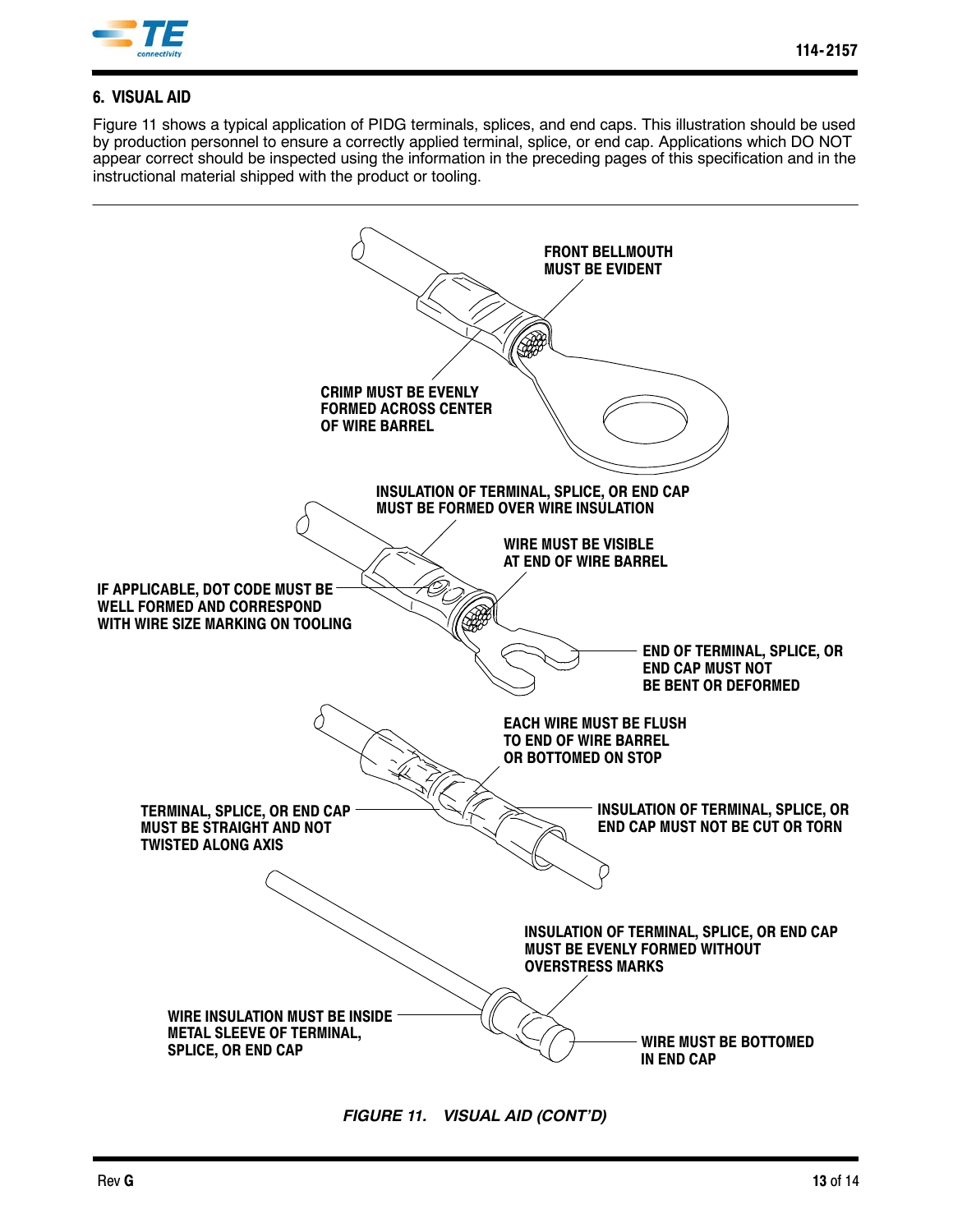## 6. VISUAL AID

Figure 11 shows a typical application of PIDG terminals, splices, and end caps. This illustration should be used by production personnel to ensure a correctly applied terminal, splice, or end cap. Applications which DO NOT appear correct should be inspected using the information in the preceding pages of this specification and in the instructional material shipped with the product or tooling.

FRONT BELLMOUTH MUST BE EVIDENT

CRIMP MUST BE EVENLY FORMED ACROSS CENTER OF WIRE BARREL

INSULATION OF TERMINAL, SPLICE, OR END CAP MUST BE FORMED OVER WIRE INSULATION

WIRE MUST BE VISIBLE AT END OF WIRE BARREL

IF APPLICABLE, DOT CODE MUST BE WELL FORMED AND CORRESPOND WITH WIRE SIZE MARKING ON TOOLING

END OF TERMINAL, SPLICE, OR END CAP MUST NOT BE BENT OR DEFORMED

EACH WIRE MUST BE FLUSH TO END OF WIRE BARREL OR BOTTOMED ON STOP

TERMINAL, SPLICE, OR END CAP MUST BE STRAIGHT AND NOT TWISTED ALONG AXIS

INSULATION OF TERMINAL, SPLICE, OR END CAP MUST NOT BE CUT OR TORN

INSULATION OF TERMINAL, SPLICE, OR END CAP MUST BE EVENLY FORMED WITHOUT OVERSTRESS MARKS

WIRE INSULATION MUST BE INSIDE METAL SLEEVE OF TERMINAL, SPLICE, OR END CAP

WIRE MUST BE BOTTOMED IN END CAP

*FIGURE 11. VISUAL AID (CONT'D)*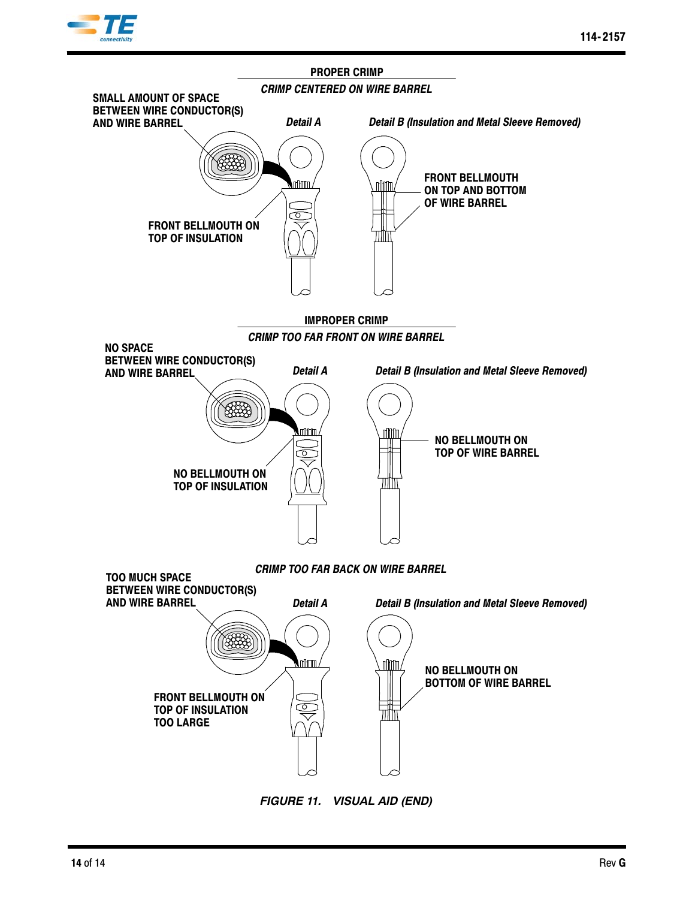PROPER CRIMP

*CRIMP CENTERED ON WIRE BARREL*

SMALL AMOUNT OF SPACE BETWEEN WIRE CONDUCTOR(S) AND WIRE BARREL

*Detail A*

*Detail B (Insulation and Metal Sleeve Removed)*

FRONT BELLMOUTH ON TOP AND BOTTOM OF WIRE BARREL

FRONT BELLMOUTH ON TOP OF INSULATION

IMPROPER CRIMP

*CRIMP TOO FAR FRONT ON WIRE BARREL*

NO SPACE BETWEEN WIRE CONDUCTOR(S) AND WIRE BARREL

*Detail A*

*Detail B (Insulation and Metal Sleeve Removed)*

NO BELLMOUTH ON TOP OF WIRE BARREL

NO BELLMOUTH ON TOP OF INSULATION

*CRIMP TOO FAR BACK ON WIRE BARREL*

TOO MUCH SPACE BETWEEN WIRE CONDUCTOR(S) AND WIRE BARREL

*Detail A*

*Detail B (Insulation and Metal Sleeve Removed)*

NO BELLMOUTH ON BOTTOM OF WIRE BARREL

FRONT BELLMOUTH ON TOP OF INSULATION TOO LARGE

*FIGURE 11. VISUAL AID (END)*